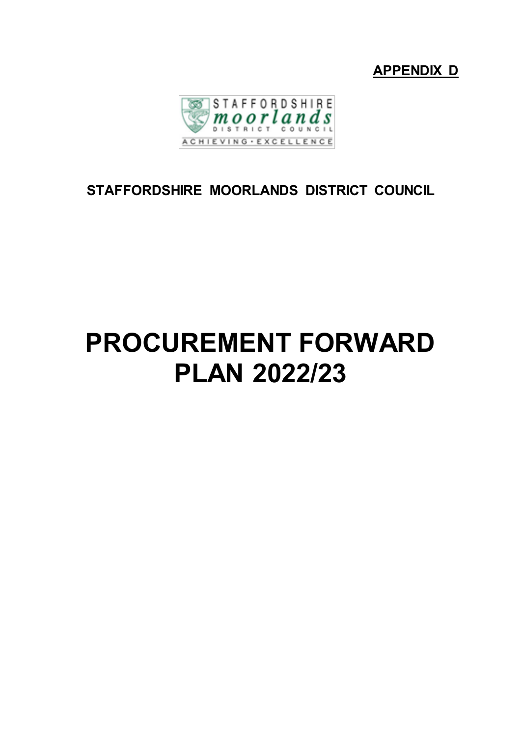**APPENDIX D**

**STAFFORDSHIRE MOORLANDS DISTRICT COUNCIL**

# PROCUREMENT FORWARD PLAN 2022/23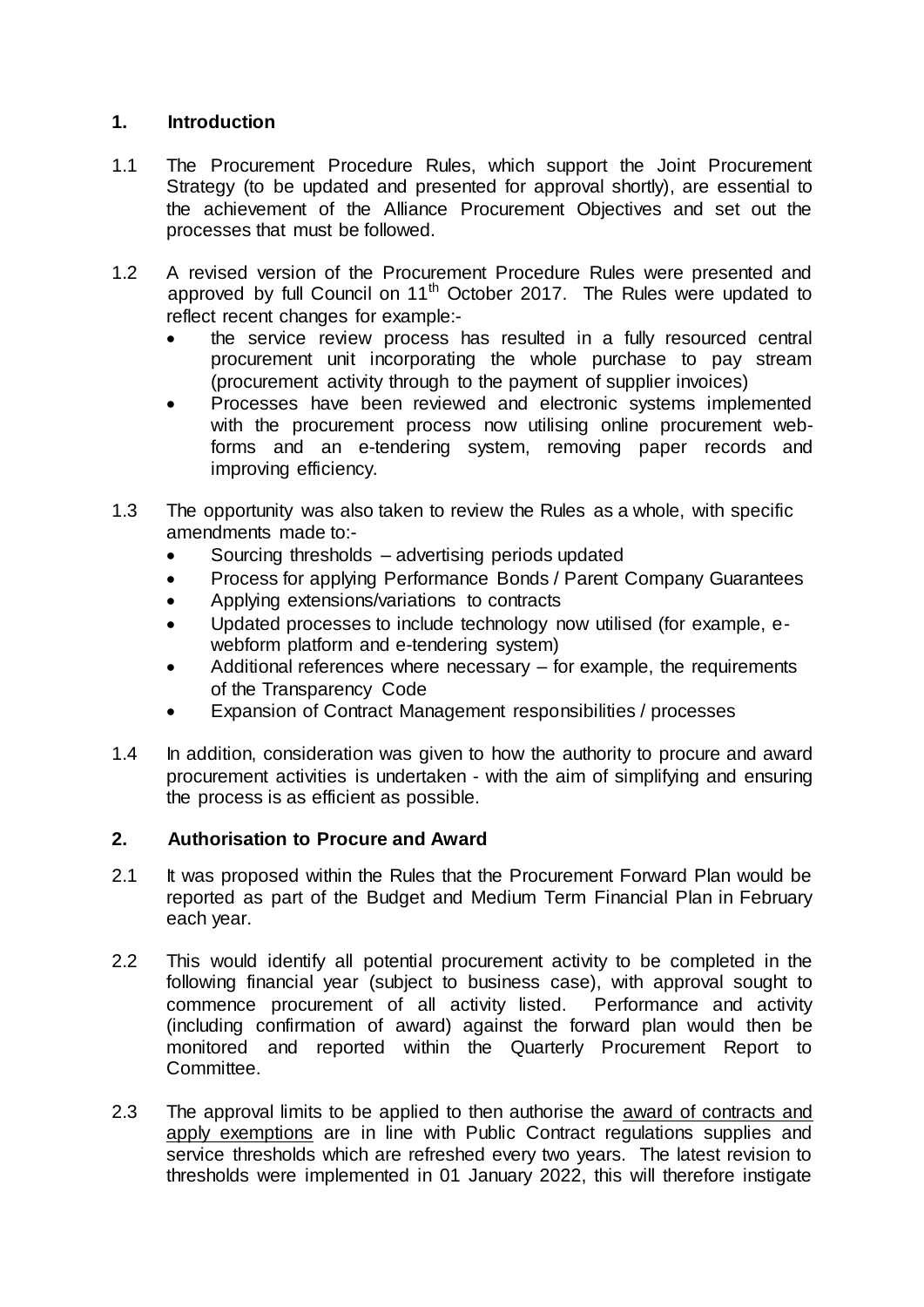## 1. Introduction

1.1 The Procurement Procedure Rules, which support the Joint Procurement Strategy (to be updated and presented for approval shortly), are essential to the achievement of the Alliance Procurement Objectives and set out the processes that must be followed.

1.2 A revised version of the Procurement Procedure Rules were presented and approved by full Council on 11th October 2017. The Rules were updated to reflect recent changes for example:-

- the service review process has resulted in a fully resourced central procurement unit incorporating the whole purchase to pay stream (procurement activity through to the payment of supplier invoices)
- Processes have been reviewed and electronic systems implemented with the procurement process now utilising online procurement web-forms and an e-tendering system, removing paper records and improving efficiency.

1.3 The opportunity was also taken to review the Rules as a whole, with specific amendments made to:-

- Sourcing thresholds – advertising periods updated
- Process for applying Performance Bonds / Parent Company Guarantees
- Applying extensions/variations to contracts
- Updated processes to include technology now utilised (for example, e-webform platform and e-tendering system)
- Additional references where necessary – for example, the requirements of the Transparency Code
- Expansion of Contract Management responsibilities / processes

1.4 In addition, consideration was given to how the authority to procure and award procurement activities is undertaken - with the aim of simplifying and ensuring the process is as efficient as possible.

## 2. Authorisation to Procure and Award

2.1 It was proposed within the Rules that the Procurement Forward Plan would be reported as part of the Budget and Medium Term Financial Plan in February each year.

2.2 This would identify all potential procurement activity to be completed in the following financial year (subject to business case), with approval sought to commence procurement of all activity listed. Performance and activity (including confirmation of award) against the forward plan would then be monitored and reported within the Quarterly Procurement Report to Committee.

2.3 The approval limits to be applied to then authorise the award of contracts and apply exemptions are in line with Public Contract regulations supplies and service thresholds which are refreshed every two years. The latest revision to thresholds were implemented in 01 January 2022, this will therefore instigate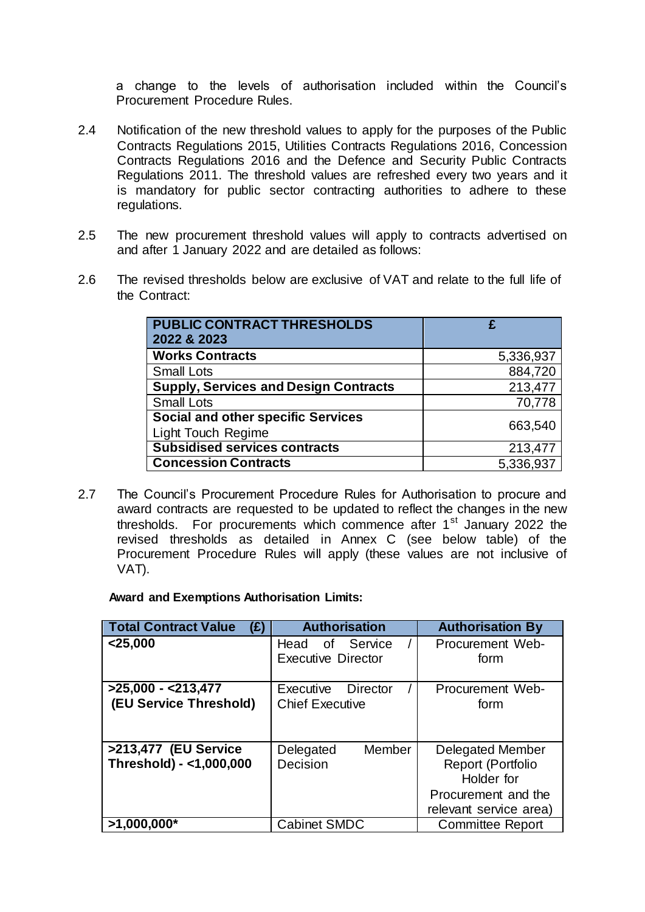a change to the levels of authorisation included within the Council's Procurement Procedure Rules.

2.4 Notification of the new threshold values to apply for the purposes of the Public Contracts Regulations 2015, Utilities Contracts Regulations 2016, Concession Contracts Regulations 2016 and the Defence and Security Public Contracts Regulations 2011. The threshold values are refreshed every two years and it is mandatory for public sector contracting authorities to adhere to these regulations.

2.5 The new procurement threshold values will apply to contracts advertised on and after 1 January 2022 and are detailed as follows:

2.6 The revised thresholds below are exclusive of VAT and relate to the full life of the Contract:

| PUBLIC CONTRACT THRESHOLDS 2022 & 2023 | £ |
|---|---|
| **Works Contracts** | 5,336,937 |
| Small Lots | 884,720 |
| **Supply, Services and Design Contracts** | 213,477 |
| Small Lots | 70,778 |
| **Social and other specific Services** Light Touch Regime | 663,540 |
| **Subsidised services contracts** | 213,477 |
| **Concession Contracts** | 5,336,937 |

2.7 The Council's Procurement Procedure Rules for Authorisation to procure and award contracts are requested to be updated to reflect the changes in the new thresholds. For procurements which commence after 1st January 2022 the revised thresholds as detailed in Annex C (see below table) of the Procurement Procedure Rules will apply (these values are not inclusive of VAT).

**Award and Exemptions Authorisation Limits:**

| Total Contract Value (£) | Authorisation | Authorisation By |
|---|---|---|
| **<25,000** | Head of Service / Executive Director | Procurement Web-form |
| **>25,000 - <213,477 (EU Service Threshold)** | Executive Director / Chief Executive | Procurement Web-form |
| **>213,477 (EU Service Threshold) - <1,000,000** | Delegated Member Decision | Delegated Member Report (Portfolio Holder for Procurement and the relevant service area) |
| **>1,000,000*** | Cabinet SMDC | Committee Report |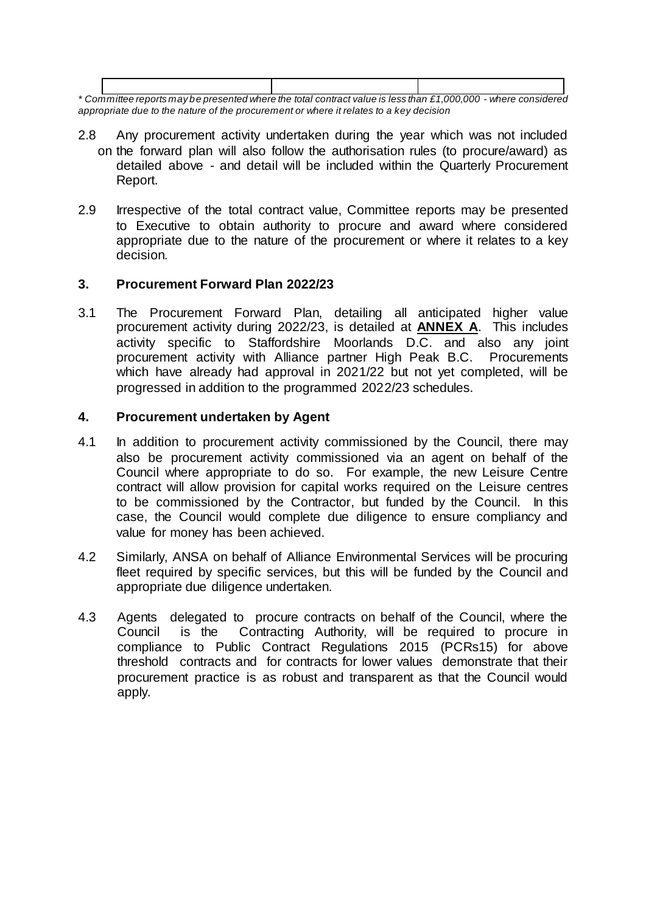| | | |
|---|---|---|

*\* Committee reports may be presented where the total contract value is less than £1,000,000 - where considered appropriate due to the nature of the procurement or where it relates to a key decision*

2.8 Any procurement activity undertaken during the year which was not included on the forward plan will also follow the authorisation rules (to procure/award) as detailed above - and detail will be included within the Quarterly Procurement Report.

2.9 Irrespective of the total contract value, Committee reports may be presented to Executive to obtain authority to procure and award where considered appropriate due to the nature of the procurement or where it relates to a key decision.

### 3. Procurement Forward Plan 2022/23

3.1 The Procurement Forward Plan, detailing all anticipated higher value procurement activity during 2022/23, is detailed at **ANNEX A**. This includes activity specific to Staffordshire Moorlands D.C. and also any joint procurement activity with Alliance partner High Peak B.C. Procurements which have already had approval in 2021/22 but not yet completed, will be progressed in addition to the programmed 2022/23 schedules.

### 4. Procurement undertaken by Agent

4.1 In addition to procurement activity commissioned by the Council, there may also be procurement activity commissioned via an agent on behalf of the Council where appropriate to do so. For example, the new Leisure Centre contract will allow provision for capital works required on the Leisure centres to be commissioned by the Contractor, but funded by the Council. In this case, the Council would complete due diligence to ensure compliancy and value for money has been achieved.

4.2 Similarly, ANSA on behalf of Alliance Environmental Services will be procuring fleet required by specific services, but this will be funded by the Council and appropriate due diligence undertaken.

4.3 Agents delegated to procure contracts on behalf of the Council, where the Council is the Contracting Authority, will be required to procure in compliance to Public Contract Regulations 2015 (PCRs15) for above threshold contracts and for contracts for lower values demonstrate that their procurement practice is as robust and transparent as that the Council would apply.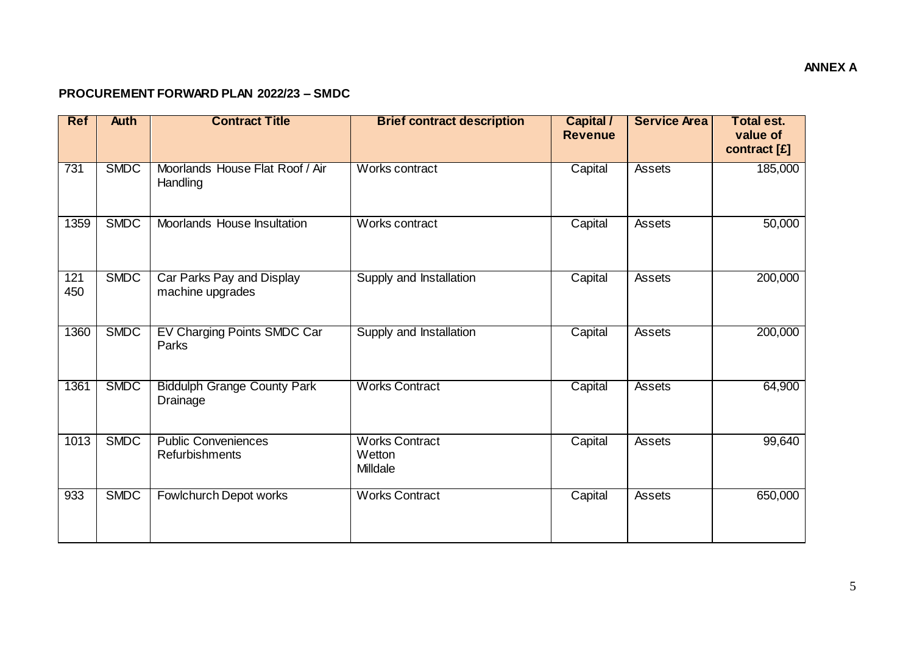**ANNEX A**

## PROCUREMENT FORWARD PLAN 2022/23 – SMDC

| Ref | Auth | Contract Title | Brief contract description | Capital / Revenue | Service Area | Total est. value of contract [£] |
|---|---|---|---|---|---|---|
| 731 | SMDC | Moorlands House Flat Roof / Air Handling | Works contract | Capital | Assets | 185,000 |
| 1359 | SMDC | Moorlands House Insultation | Works contract | Capital | Assets | 50,000 |
| 121 450 | SMDC | Car Parks Pay and Display machine upgrades | Supply and Installation | Capital | Assets | 200,000 |
| 1360 | SMDC | EV Charging Points SMDC Car Parks | Supply and Installation | Capital | Assets | 200,000 |
| 1361 | SMDC | Biddulph Grange County Park Drainage | Works Contract | Capital | Assets | 64,900 |
| 1013 | SMDC | Public Conveniences Refurbishments | Works Contract Wetton Milldale | Capital | Assets | 99,640 |
| 933 | SMDC | Fowlchurch Depot works | Works Contract | Capital | Assets | 650,000 |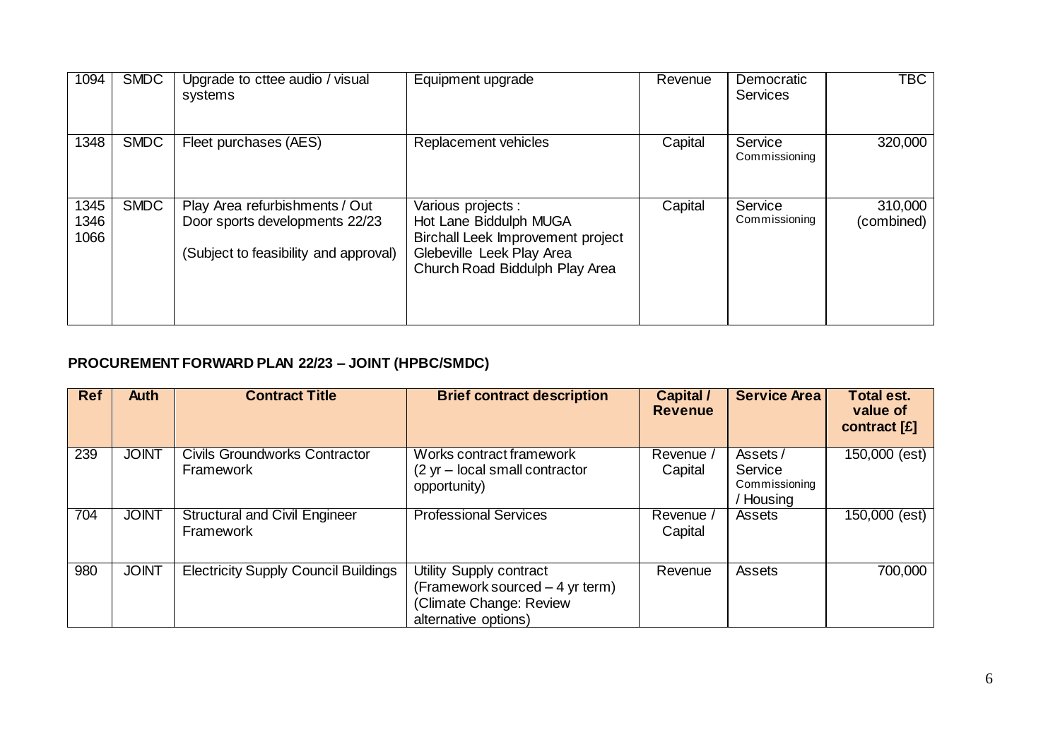| | | | | | | |
|---|---|---|---|---|---|---|
| 1094 | SMDC | Upgrade to cttee audio / visual systems | Equipment upgrade | Revenue | Democratic Services | TBC |
| 1348 | SMDC | Fleet purchases (AES) | Replacement vehicles | Capital | Service Commissioning | 320,000 |
| 1345<br>1346<br>1066 | SMDC | Play Area refurbishments / Out Door sports developments 22/23<br><br>(Subject to feasibility and approval) | Various projects :<br>Hot Lane Biddulph MUGA<br>Birchall Leek Improvement project<br>Glebeville Leek Play Area<br>Church Road Biddulph Play Area | Capital | Service Commissioning | 310,000 (combined) |

**PROCUREMENT FORWARD PLAN 22/23 – JOINT (HPBC/SMDC)**

| Ref | Auth | Contract Title | Brief contract description | Capital / Revenue | Service Area | Total est. value of contract [£] |
|---|---|---|---|---|---|---|
| 239 | JOINT | Civils Groundworks Contractor Framework | Works contract framework (2 yr – local small contractor opportunity) | Revenue / Capital | Assets / Service Commissioning / Housing | 150,000 (est) |
| 704 | JOINT | Structural and Civil Engineer Framework | Professional Services | Revenue / Capital | Assets | 150,000 (est) |
| 980 | JOINT | Electricity Supply Council Buildings | Utility Supply contract (Framework sourced – 4 yr term) (Climate Change: Review alternative options) | Revenue | Assets | 700,000 |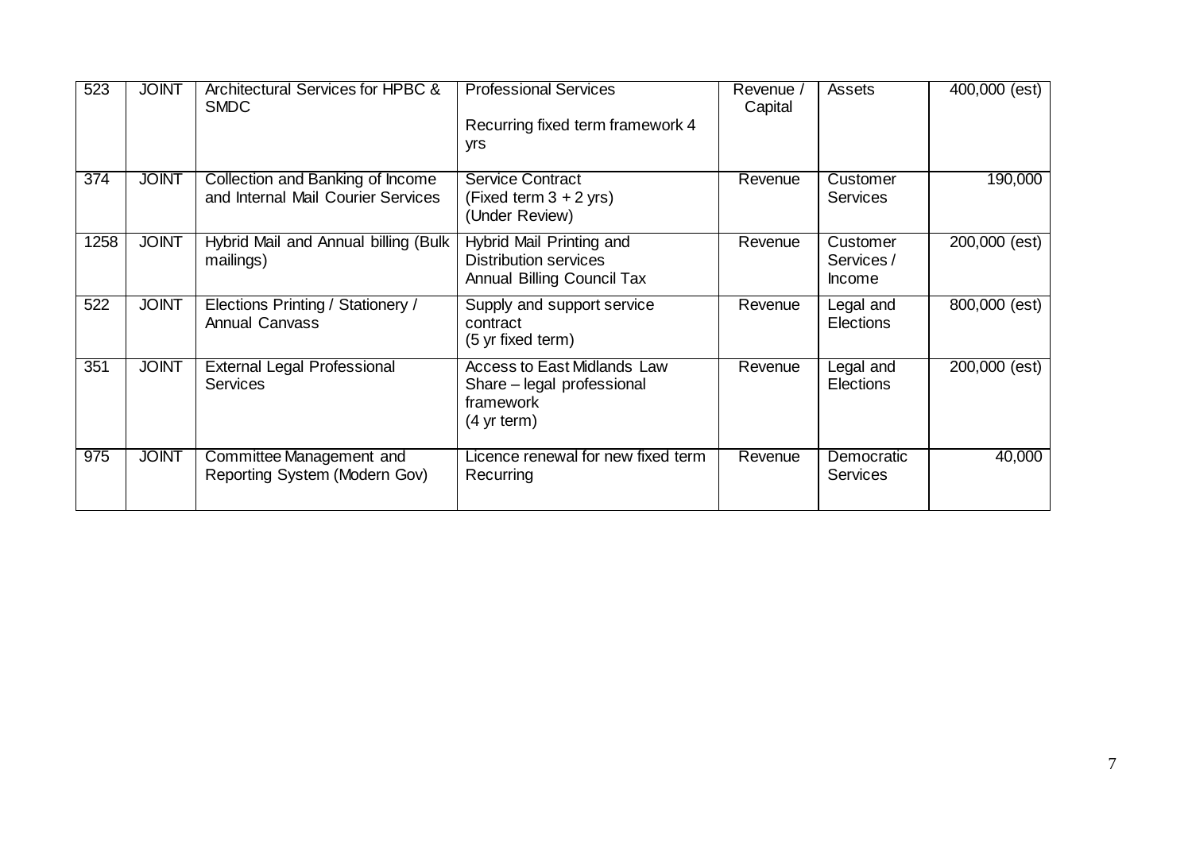| | | | | | | |
|---|---|---|---|---|---|---|
| 523 | JOINT | Architectural Services for HPBC & SMDC | Professional Services<br><br>Recurring fixed term framework 4 yrs | Revenue / Capital | Assets | 400,000 (est) |
| 374 | JOINT | Collection and Banking of Income and Internal Mail Courier Services | Service Contract<br>(Fixed term 3 + 2 yrs)<br>(Under Review) | Revenue | Customer Services | 190,000 |
| 1258 | JOINT | Hybrid Mail and Annual billing (Bulk mailings) | Hybrid Mail Printing and Distribution services<br>Annual Billing Council Tax | Revenue | Customer Services / Income | 200,000 (est) |
| 522 | JOINT | Elections Printing / Stationery / Annual Canvass | Supply and support service contract<br>(5 yr fixed term) | Revenue | Legal and Elections | 800,000 (est) |
| 351 | JOINT | External Legal Professional Services | Access to East Midlands Law Share – legal professional framework<br>(4 yr term) | Revenue | Legal and Elections | 200,000 (est) |
| 975 | JOINT | Committee Management and Reporting System (Modern Gov) | Licence renewal for new fixed term<br>Recurring | Revenue | Democratic Services | 40,000 |